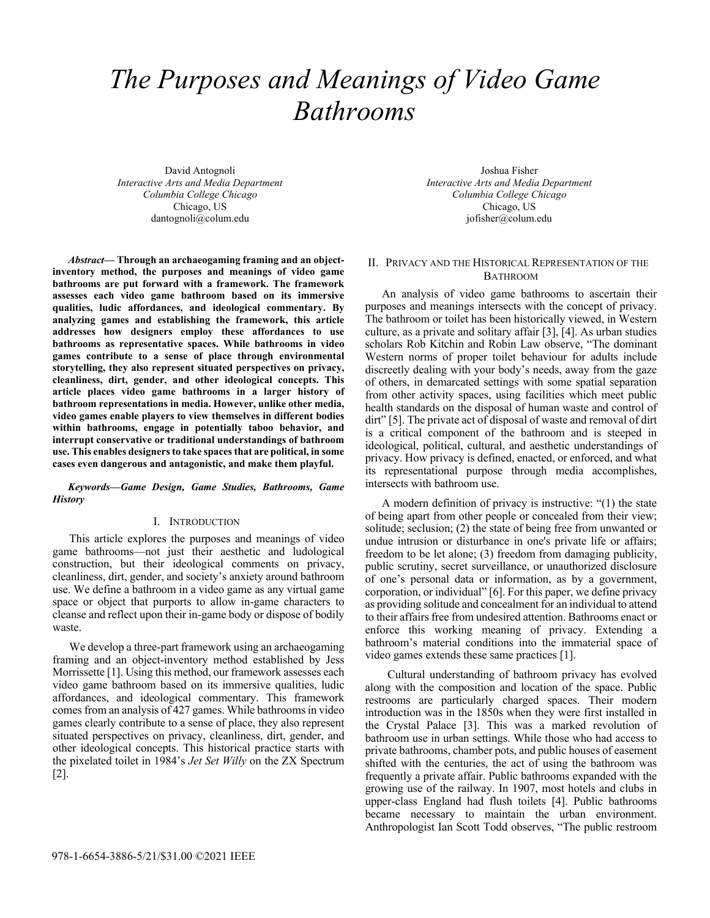# The Purposes and Meanings of Video Game Bathrooms

David Antognoli
*Interactive Arts and Media Department*
*Columbia College Chicago*
Chicago, US
dantognoli@colum.edu

Joshua Fisher
*Interactive Arts and Media Department*
*Columbia College Chicago*
Chicago, US
jofisher@colum.edu

***Abstract*— Through an archaeogaming framing and an object-inventory method, the purposes and meanings of video game bathrooms are put forward with a framework. The framework assesses each video game bathroom based on its immersive qualities, ludic affordances, and ideological commentary. By analyzing games and establishing the framework, this article addresses how designers employ these affordances to use bathrooms as representative spaces. While bathrooms in video games contribute to a sense of place through environmental storytelling, they also represent situated perspectives on privacy, cleanliness, dirt, gender, and other ideological concepts. This article places video game bathrooms in a larger history of bathroom representations in media. However, unlike other media, video games enable players to view themselves in different bodies within bathrooms, engage in potentially taboo behavior, and interrupt conservative or traditional understandings of bathroom use. This enables designers to take spaces that are political, in some cases even dangerous and antagonistic, and make them playful.**

***Keywords—Game Design, Game Studies, Bathrooms, Game History***

## I. Introduction

This article explores the purposes and meanings of video game bathrooms—not just their aesthetic and ludological construction, but their ideological comments on privacy, cleanliness, dirt, gender, and society's anxiety around bathroom use. We define a bathroom in a video game as any virtual game space or object that purports to allow in-game characters to cleanse and reflect upon their in-game body or dispose of bodily waste.

We develop a three-part framework using an archaeogaming framing and an object-inventory method established by Jess Morrissette [1]. Using this method, our framework assesses each video game bathroom based on its immersive qualities, ludic affordances, and ideological commentary. This framework comes from an analysis of 427 games. While bathrooms in video games clearly contribute to a sense of place, they also represent situated perspectives on privacy, cleanliness, dirt, gender, and other ideological concepts. This historical practice starts with the pixelated toilet in 1984's *Jet Set Willy* on the ZX Spectrum [2].

## II. Privacy and the Historical Representation of the Bathroom

An analysis of video game bathrooms to ascertain their purposes and meanings intersects with the concept of privacy. The bathroom or toilet has been historically viewed, in Western culture, as a private and solitary affair [3], [4]. As urban studies scholars Rob Kitchin and Robin Law observe, "The dominant Western norms of proper toilet behaviour for adults include discreetly dealing with your body's needs, away from the gaze of others, in demarcated settings with some spatial separation from other activity spaces, using facilities which meet public health standards on the disposal of human waste and control of dirt" [5]. The private act of disposal of waste and removal of dirt is a critical component of the bathroom and is steeped in ideological, political, cultural, and aesthetic understandings of privacy. How privacy is defined, enacted, or enforced, and what its representational purpose through media accomplishes, intersects with bathroom use.

A modern definition of privacy is instructive: "(1) the state of being apart from other people or concealed from their view; solitude; seclusion; (2) the state of being free from unwanted or undue intrusion or disturbance in one's private life or affairs; freedom to be let alone; (3) freedom from damaging publicity, public scrutiny, secret surveillance, or unauthorized disclosure of one's personal data or information, as by a government, corporation, or individual" [6]. For this paper, we define privacy as providing solitude and concealment for an individual to attend to their affairs free from undesired attention. Bathrooms enact or enforce this working meaning of privacy. Extending a bathroom's material conditions into the immaterial space of video games extends these same practices [1].

Cultural understanding of bathroom privacy has evolved along with the composition and location of the space. Public restrooms are particularly charged spaces. Their modern introduction was in the 1850s when they were first installed in the Crystal Palace [3]. This was a marked revolution of bathroom use in urban settings. While those who had access to private bathrooms, chamber pots, and public houses of easement shifted with the centuries, the act of using the bathroom was frequently a private affair. Public bathrooms expanded with the growing use of the railway. In 1907, most hotels and clubs in upper-class England had flush toilets [4]. Public bathrooms became necessary to maintain the urban environment. Anthropologist Ian Scott Todd observes, "The public restroom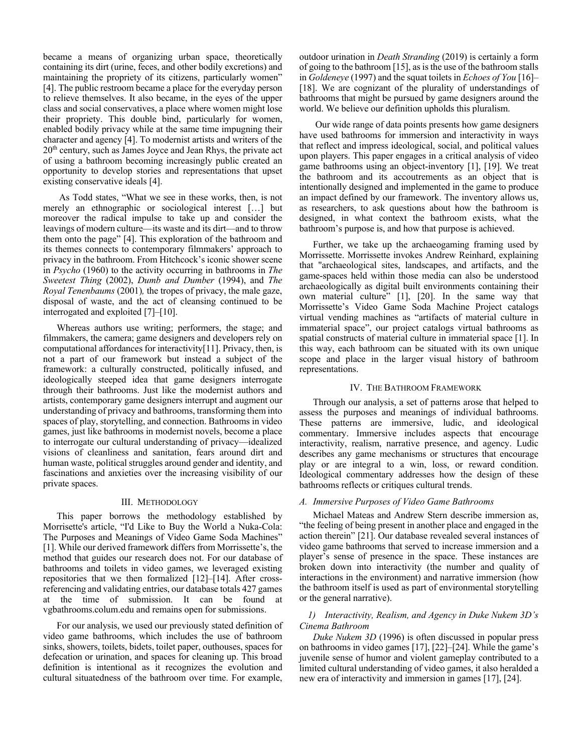became a means of organizing urban space, theoretically containing its dirt (urine, feces, and other bodily excretions) and maintaining the propriety of its citizens, particularly women" [4]. The public restroom became a place for the everyday person to relieve themselves. It also became, in the eyes of the upper class and social conservatives, a place where women might lose their propriety. This double bind, particularly for women, enabled bodily privacy while at the same time impugning their character and agency [4]. To modernist artists and writers of the 20th century, such as James Joyce and Jean Rhys, the private act of using a bathroom becoming increasingly public created an opportunity to develop stories and representations that upset existing conservative ideals [4].

As Todd states, "What we see in these works, then, is not merely an ethnographic or sociological interest […] but moreover the radical impulse to take up and consider the leavings of modern culture—its waste and its dirt—and to throw them onto the page" [4]. This exploration of the bathroom and its themes connects to contemporary filmmakers' approach to privacy in the bathroom. From Hitchcock's iconic shower scene in *Psycho* (1960) to the activity occurring in bathrooms in *The Sweetest Thing* (2002), *Dumb and Dumber* (1994), and *The Royal Tenenbaums* (2001), the tropes of privacy, the male gaze, disposal of waste, and the act of cleansing continued to be interrogated and exploited [7]–[10].

Whereas authors use writing; performers, the stage; and filmmakers, the camera; game designers and developers rely on computational affordances for interactivity[11]. Privacy, then, is not a part of our framework but instead a subject of the framework: a culturally constructed, politically infused, and ideologically steeped idea that game designers interrogate through their bathrooms. Just like the modernist authors and artists, contemporary game designers interrupt and augment our understanding of privacy and bathrooms, transforming them into spaces of play, storytelling, and connection. Bathrooms in video games, just like bathrooms in modernist novels, become a place to interrogate our cultural understanding of privacy—idealized visions of cleanliness and sanitation, fears around dirt and human waste, political struggles around gender and identity, and fascinations and anxieties over the increasing visibility of our private spaces.

## III. Methodology

This paper borrows the methodology established by Morrisette's article, "I'd Like to Buy the World a Nuka-Cola: The Purposes and Meanings of Video Game Soda Machines" [1]. While our derived framework differs from Morrissette's, the method that guides our research does not. For our database of bathrooms and toilets in video games, we leveraged existing repositories that we then formalized [12]–[14]. After cross-referencing and validating entries, our database totals 427 games at the time of submission. It can be found at vgbathrooms.colum.edu and remains open for submissions.

For our analysis, we used our previously stated definition of video game bathrooms, which includes the use of bathroom sinks, showers, toilets, bidets, toilet paper, outhouses, spaces for defecation or urination, and spaces for cleaning up. This broad definition is intentional as it recognizes the evolution and cultural situatedness of the bathroom over time. For example, outdoor urination in *Death Stranding* (2019) is certainly a form of going to the bathroom [15], as is the use of the bathroom stalls in *Goldeneye* (1997) and the squat toilets in *Echoes of You* [16]–[18]. We are cognizant of the plurality of understandings of bathrooms that might be pursued by game designers around the world. We believe our definition upholds this pluralism.

Our wide range of data points presents how game designers have used bathrooms for immersion and interactivity in ways that reflect and impress ideological, social, and political values upon players. This paper engages in a critical analysis of video game bathrooms using an object-inventory [1], [19]. We treat the bathroom and its accoutrements as an object that is intentionally designed and implemented in the game to produce an impact defined by our framework. The inventory allows us, as researchers, to ask questions about how the bathroom is designed, in what context the bathroom exists, what the bathroom's purpose is, and how that purpose is achieved.

Further, we take up the archaeogaming framing used by Morrissette. Morrissette invokes Andrew Reinhard, explaining that "archaeological sites, landscapes, and artifacts, and the game-spaces held within those media can also be understood archaeologically as digital built environments containing their own material culture" [1], [20]. In the same way that Morrissette's Video Game Soda Machine Project catalogs virtual vending machines as "artifacts of material culture in immaterial space", our project catalogs virtual bathrooms as spatial constructs of material culture in immaterial space [1]. In this way, each bathroom can be situated with its own unique scope and place in the larger visual history of bathroom representations.

## IV. The Bathroom Framework

Through our analysis, a set of patterns arose that helped to assess the purposes and meanings of individual bathrooms. These patterns are immersive, ludic, and ideological commentary. Immersive includes aspects that encourage interactivity, realism, narrative presence, and agency. Ludic describes any game mechanisms or structures that encourage play or are integral to a win, loss, or reward condition. Ideological commentary addresses how the design of these bathrooms reflects or critiques cultural trends.

### A. Immersive Purposes of Video Game Bathrooms

Michael Mateas and Andrew Stern describe immersion as, "the feeling of being present in another place and engaged in the action therein" [21]. Our database revealed several instances of video game bathrooms that served to increase immersion and a player's sense of presence in the space. These instances are broken down into interactivity (the number and quality of interactions in the environment) and narrative immersion (how the bathroom itself is used as part of environmental storytelling or the general narrative).

#### 1) Interactivity, Realism, and Agency in Duke Nukem 3D's Cinema Bathroom

*Duke Nukem 3D* (1996) is often discussed in popular press on bathrooms in video games [17], [22]–[24]. While the game's juvenile sense of humor and violent gameplay contributed to a limited cultural understanding of video games, it also heralded a new era of interactivity and immersion in games [17], [24].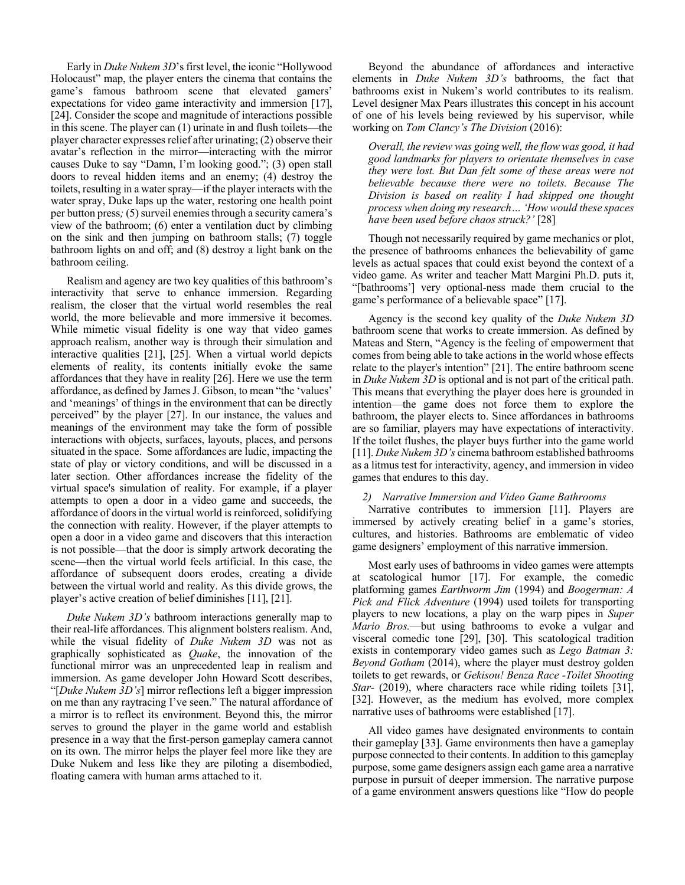Early in *Duke Nukem 3D*'s first level, the iconic "Hollywood Holocaust" map, the player enters the cinema that contains the game's famous bathroom scene that elevated gamers' expectations for video game interactivity and immersion [17], [24]. Consider the scope and magnitude of interactions possible in this scene. The player can (1) urinate in and flush toilets—the player character expresses relief after urinating; (2) observe their avatar's reflection in the mirror—interacting with the mirror causes Duke to say "Damn, I'm looking good."; (3) open stall doors to reveal hidden items and an enemy; (4) destroy the toilets, resulting in a water spray—if the player interacts with the water spray, Duke laps up the water, restoring one health point per button press*;* (5) surveil enemies through a security camera's view of the bathroom; (6) enter a ventilation duct by climbing on the sink and then jumping on bathroom stalls; (7) toggle bathroom lights on and off; and (8) destroy a light bank on the bathroom ceiling.

Realism and agency are two key qualities of this bathroom's interactivity that serve to enhance immersion. Regarding realism, the closer that the virtual world resembles the real world, the more believable and more immersive it becomes. While mimetic visual fidelity is one way that video games approach realism, another way is through their simulation and interactive qualities [21], [25]. When a virtual world depicts elements of reality, its contents initially evoke the same affordances that they have in reality [26]. Here we use the term affordance, as defined by James J. Gibson, to mean "the 'values' and 'meanings' of things in the environment that can be directly perceived" by the player [27]. In our instance, the values and meanings of the environment may take the form of possible interactions with objects, surfaces, layouts, places, and persons situated in the space. Some affordances are ludic, impacting the state of play or victory conditions, and will be discussed in a later section. Other affordances increase the fidelity of the virtual space's simulation of reality. For example, if a player attempts to open a door in a video game and succeeds, the affordance of doors in the virtual world is reinforced, solidifying the connection with reality. However, if the player attempts to open a door in a video game and discovers that this interaction is not possible—that the door is simply artwork decorating the scene—then the virtual world feels artificial. In this case, the affordance of subsequent doors erodes, creating a divide between the virtual world and reality. As this divide grows, the player's active creation of belief diminishes [11], [21].

*Duke Nukem 3D's* bathroom interactions generally map to their real-life affordances. This alignment bolsters realism. And, while the visual fidelity of *Duke Nukem 3D* was not as graphically sophisticated as *Quake*, the innovation of the functional mirror was an unprecedented leap in realism and immersion. As game developer John Howard Scott describes, "[*Duke Nukem 3D's*] mirror reflections left a bigger impression on me than any raytracing I've seen." The natural affordance of a mirror is to reflect its environment. Beyond this, the mirror serves to ground the player in the game world and establish presence in a way that the first-person gameplay camera cannot on its own. The mirror helps the player feel more like they are Duke Nukem and less like they are piloting a disembodied, floating camera with human arms attached to it.

Beyond the abundance of affordances and interactive elements in *Duke Nukem 3D's* bathrooms, the fact that bathrooms exist in Nukem's world contributes to its realism. Level designer Max Pears illustrates this concept in his account of one of his levels being reviewed by his supervisor, while working on *Tom Clancy's The Division* (2016):

> *Overall, the review was going well, the flow was good, it had good landmarks for players to orientate themselves in case they were lost. But Dan felt some of these areas were not believable because there were no toilets. Because The Division is based on reality I had skipped one thought process when doing my research… 'How would these spaces have been used before chaos struck?'* [28]

Though not necessarily required by game mechanics or plot, the presence of bathrooms enhances the believability of game levels as actual spaces that could exist beyond the context of a video game. As writer and teacher Matt Margini Ph.D. puts it, "[bathrooms'] very optional-ness made them crucial to the game's performance of a believable space" [17].

Agency is the second key quality of the *Duke Nukem 3D* bathroom scene that works to create immersion. As defined by Mateas and Stern, "Agency is the feeling of empowerment that comes from being able to take actions in the world whose effects relate to the player's intention" [21]. The entire bathroom scene in *Duke Nukem 3D* is optional and is not part of the critical path. This means that everything the player does here is grounded in intention—the game does not force them to explore the bathroom, the player elects to. Since affordances in bathrooms are so familiar, players may have expectations of interactivity. If the toilet flushes, the player buys further into the game world [11]. *Duke Nukem 3D's* cinema bathroom established bathrooms as a litmus test for interactivity, agency, and immersion in video games that endures to this day.

### 2) Narrative Immersion and Video Game Bathrooms

Narrative contributes to immersion [11]. Players are immersed by actively creating belief in a game's stories, cultures, and histories. Bathrooms are emblematic of video game designers' employment of this narrative immersion.

Most early uses of bathrooms in video games were attempts at scatological humor [17]. For example, the comedic platforming games *Earthworm Jim* (1994) and *Boogerman: A Pick and Flick Adventure* (1994) used toilets for transporting players to new locations, a play on the warp pipes in *Super Mario Bros.*—but using bathrooms to evoke a vulgar and visceral comedic tone [29], [30]. This scatological tradition exists in contemporary video games such as *Lego Batman 3: Beyond Gotham* (2014), where the player must destroy golden toilets to get rewards, or *Gekisou! Benza Race -Toilet Shooting Star-* (2019), where characters race while riding toilets [31], [32]. However, as the medium has evolved, more complex narrative uses of bathrooms were established [17].

All video games have designated environments to contain their gameplay [33]. Game environments then have a gameplay purpose connected to their contents. In addition to this gameplay purpose, some game designers assign each game area a narrative purpose in pursuit of deeper immersion. The narrative purpose of a game environment answers questions like "How do people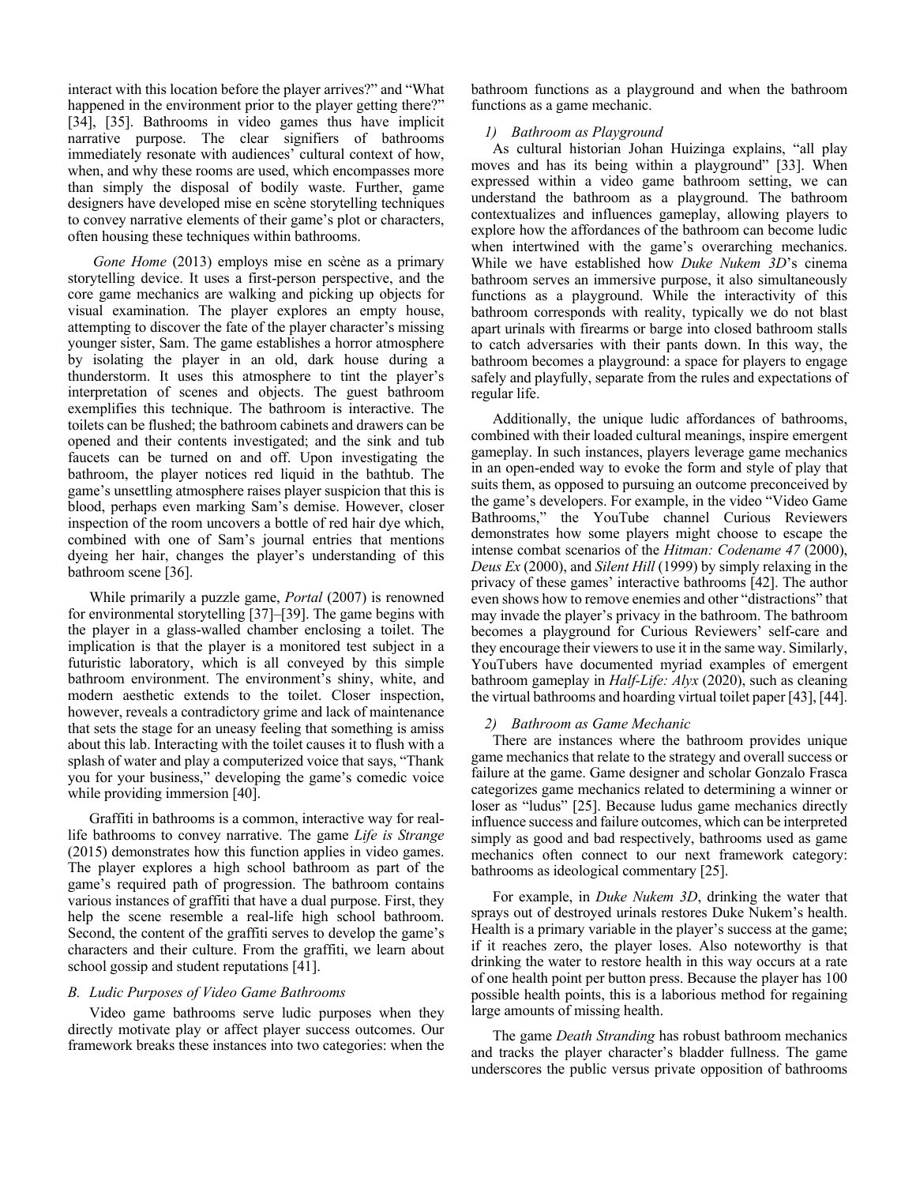interact with this location before the player arrives?" and "What happened in the environment prior to the player getting there?" [34], [35]. Bathrooms in video games thus have implicit narrative purpose. The clear signifiers of bathrooms immediately resonate with audiences' cultural context of how, when, and why these rooms are used, which encompasses more than simply the disposal of bodily waste. Further, game designers have developed mise en scène storytelling techniques to convey narrative elements of their game's plot or characters, often housing these techniques within bathrooms.

*Gone Home* (2013) employs mise en scène as a primary storytelling device. It uses a first-person perspective, and the core game mechanics are walking and picking up objects for visual examination. The player explores an empty house, attempting to discover the fate of the player character's missing younger sister, Sam. The game establishes a horror atmosphere by isolating the player in an old, dark house during a thunderstorm. It uses this atmosphere to tint the player's interpretation of scenes and objects. The guest bathroom exemplifies this technique. The bathroom is interactive. The toilets can be flushed; the bathroom cabinets and drawers can be opened and their contents investigated; and the sink and tub faucets can be turned on and off. Upon investigating the bathroom, the player notices red liquid in the bathtub. The game's unsettling atmosphere raises player suspicion that this is blood, perhaps even marking Sam's demise. However, closer inspection of the room uncovers a bottle of red hair dye which, combined with one of Sam's journal entries that mentions dyeing her hair, changes the player's understanding of this bathroom scene [36].

While primarily a puzzle game, *Portal* (2007) is renowned for environmental storytelling [37]–[39]. The game begins with the player in a glass-walled chamber enclosing a toilet. The implication is that the player is a monitored test subject in a futuristic laboratory, which is all conveyed by this simple bathroom environment. The environment's shiny, white, and modern aesthetic extends to the toilet. Closer inspection, however, reveals a contradictory grime and lack of maintenance that sets the stage for an uneasy feeling that something is amiss about this lab. Interacting with the toilet causes it to flush with a splash of water and play a computerized voice that says, "Thank you for your business," developing the game's comedic voice while providing immersion [40].

Graffiti in bathrooms is a common, interactive way for real-life bathrooms to convey narrative. The game *Life is Strange* (2015) demonstrates how this function applies in video games. The player explores a high school bathroom as part of the game's required path of progression. The bathroom contains various instances of graffiti that have a dual purpose. First, they help the scene resemble a real-life high school bathroom. Second, the content of the graffiti serves to develop the game's characters and their culture. From the graffiti, we learn about school gossip and student reputations [41].

### *B. Ludic Purposes of Video Game Bathrooms*

Video game bathrooms serve ludic purposes when they directly motivate play or affect player success outcomes. Our framework breaks these instances into two categories: when the bathroom functions as a playground and when the bathroom functions as a game mechanic.

#### *1) Bathroom as Playground*

As cultural historian Johan Huizinga explains, "all play moves and has its being within a playground" [33]. When expressed within a video game bathroom setting, we can understand the bathroom as a playground. The bathroom contextualizes and influences gameplay, allowing players to explore how the affordances of the bathroom can become ludic when intertwined with the game's overarching mechanics. While we have established how *Duke Nukem 3D*'s cinema bathroom serves an immersive purpose, it also simultaneously functions as a playground. While the interactivity of this bathroom corresponds with reality, typically we do not blast apart urinals with firearms or barge into closed bathroom stalls to catch adversaries with their pants down. In this way, the bathroom becomes a playground: a space for players to engage safely and playfully, separate from the rules and expectations of regular life.

Additionally, the unique ludic affordances of bathrooms, combined with their loaded cultural meanings, inspire emergent gameplay. In such instances, players leverage game mechanics in an open-ended way to evoke the form and style of play that suits them, as opposed to pursuing an outcome preconceived by the game's developers. For example, in the video "Video Game Bathrooms," the YouTube channel Curious Reviewers demonstrates how some players might choose to escape the intense combat scenarios of the *Hitman: Codename 47* (2000), *Deus Ex* (2000), and *Silent Hill* (1999) by simply relaxing in the privacy of these games' interactive bathrooms [42]. The author even shows how to remove enemies and other "distractions" that may invade the player's privacy in the bathroom. The bathroom becomes a playground for Curious Reviewers' self-care and they encourage their viewers to use it in the same way. Similarly, YouTubers have documented myriad examples of emergent bathroom gameplay in *Half-Life: Alyx* (2020), such as cleaning the virtual bathrooms and hoarding virtual toilet paper [43], [44].

#### *2) Bathroom as Game Mechanic*

There are instances where the bathroom provides unique game mechanics that relate to the strategy and overall success or failure at the game. Game designer and scholar Gonzalo Frasca categorizes game mechanics related to determining a winner or loser as "ludus" [25]. Because ludus game mechanics directly influence success and failure outcomes, which can be interpreted simply as good and bad respectively, bathrooms used as game mechanics often connect to our next framework category: bathrooms as ideological commentary [25].

For example, in *Duke Nukem 3D*, drinking the water that sprays out of destroyed urinals restores Duke Nukem's health. Health is a primary variable in the player's success at the game; if it reaches zero, the player loses. Also noteworthy is that drinking the water to restore health in this way occurs at a rate of one health point per button press. Because the player has 100 possible health points, this is a laborious method for regaining large amounts of missing health.

The game *Death Stranding* has robust bathroom mechanics and tracks the player character's bladder fullness. The game underscores the public versus private opposition of bathrooms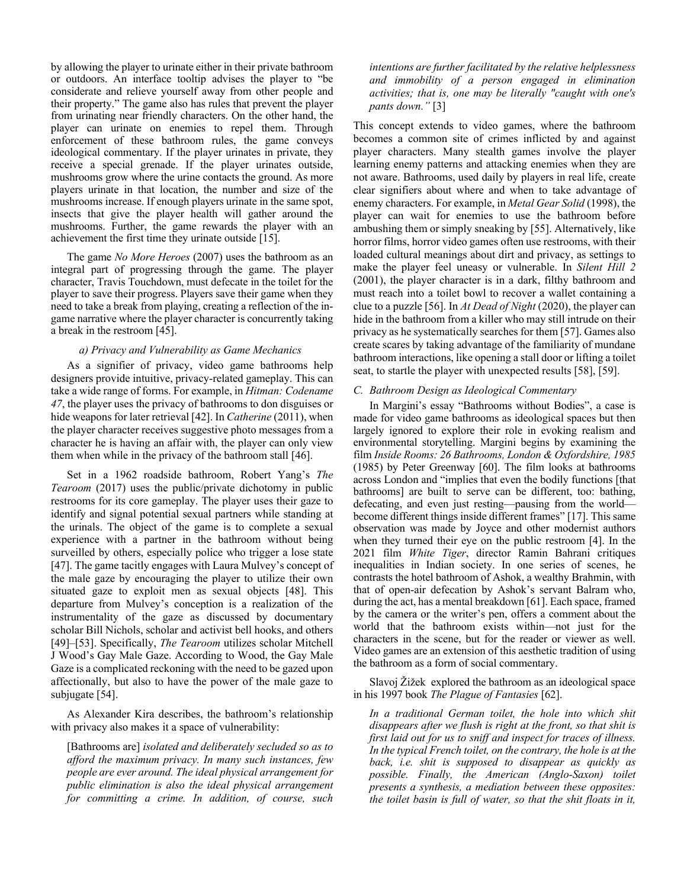by allowing the player to urinate either in their private bathroom or outdoors. An interface tooltip advises the player to "be considerate and relieve yourself away from other people and their property." The game also has rules that prevent the player from urinating near friendly characters. On the other hand, the player can urinate on enemies to repel them. Through enforcement of these bathroom rules, the game conveys ideological commentary. If the player urinates in private, they receive a special grenade. If the player urinates outside, mushrooms grow where the urine contacts the ground. As more players urinate in that location, the number and size of the mushrooms increase. If enough players urinate in the same spot, insects that give the player health will gather around the mushrooms. Further, the game rewards the player with an achievement the first time they urinate outside [15].

The game *No More Heroes* (2007) uses the bathroom as an integral part of progressing through the game. The player character, Travis Touchdown, must defecate in the toilet for the player to save their progress. Players save their game when they need to take a break from playing, creating a reflection of the in-game narrative where the player character is concurrently taking a break in the restroom [45].

#### *a) Privacy and Vulnerability as Game Mechanics*

As a signifier of privacy, video game bathrooms help designers provide intuitive, privacy-related gameplay. This can take a wide range of forms. For example, in *Hitman: Codename 47*, the player uses the privacy of bathrooms to don disguises or hide weapons for later retrieval [42]. In *Catherine* (2011), when the player character receives suggestive photo messages from a character he is having an affair with, the player can only view them when while in the privacy of the bathroom stall [46].

Set in a 1962 roadside bathroom, Robert Yang's *The Tearoom* (2017) uses the public/private dichotomy in public restrooms for its core gameplay. The player uses their gaze to identify and signal potential sexual partners while standing at the urinals. The object of the game is to complete a sexual experience with a partner in the bathroom without being surveilled by others, especially police who trigger a lose state [47]. The game tacitly engages with Laura Mulvey's concept of the male gaze by encouraging the player to utilize their own situated gaze to exploit men as sexual objects [48]. This departure from Mulvey's conception is a realization of the instrumentality of the gaze as discussed by documentary scholar Bill Nichols, scholar and activist bell hooks, and others [49]–[53]. Specifically, *The Tearoom* utilizes scholar Mitchell J Wood's Gay Male Gaze. According to Wood, the Gay Male Gaze is a complicated reckoning with the need to be gazed upon affectionally, but also to have the power of the male gaze to subjugate [54].

As Alexander Kira describes, the bathroom's relationship with privacy also makes it a space of vulnerability:

> [Bathrooms are] *isolated and deliberately secluded so as to afford the maximum privacy. In many such instances, few people are ever around. The ideal physical arrangement for public elimination is also the ideal physical arrangement for committing a crime. In addition, of course, such intentions are further facilitated by the relative helplessness and immobility of a person engaged in elimination activities; that is, one may be literally "caught with one's pants down."* [3]

This concept extends to video games, where the bathroom becomes a common site of crimes inflicted by and against player characters. Many stealth games involve the player learning enemy patterns and attacking enemies when they are not aware. Bathrooms, used daily by players in real life, create clear signifiers about where and when to take advantage of enemy characters. For example, in *Metal Gear Solid* (1998), the player can wait for enemies to use the bathroom before ambushing them or simply sneaking by [55]. Alternatively, like horror films, horror video games often use restrooms, with their loaded cultural meanings about dirt and privacy, as settings to make the player feel uneasy or vulnerable. In *Silent Hill 2* (2001), the player character is in a dark, filthy bathroom and must reach into a toilet bowl to recover a wallet containing a clue to a puzzle [56]. In *At Dead of Night* (2020), the player can hide in the bathroom from a killer who may still intrude on their privacy as he systematically searches for them [57]. Games also create scares by taking advantage of the familiarity of mundane bathroom interactions, like opening a stall door or lifting a toilet seat, to startle the player with unexpected results [58], [59].

### *C. Bathroom Design as Ideological Commentary*

In Margini's essay "Bathrooms without Bodies", a case is made for video game bathrooms as ideological spaces but then largely ignored to explore their role in evoking realism and environmental storytelling. Margini begins by examining the film *Inside Rooms: 26 Bathrooms, London & Oxfordshire, 1985* (1985) by Peter Greenway [60]. The film looks at bathrooms across London and "implies that even the bodily functions [that bathrooms] are built to serve can be different, too: bathing, defecating, and even just resting—pausing from the world—become different things inside different frames" [17]. This same observation was made by Joyce and other modernist authors when they turned their eye on the public restroom [4]. In the 2021 film *White Tiger*, director Ramin Bahrani critiques inequalities in Indian society. In one series of scenes, he contrasts the hotel bathroom of Ashok, a wealthy Brahmin, with that of open-air defecation by Ashok's servant Balram who, during the act, has a mental breakdown [61]. Each space, framed by the camera or the writer's pen, offers a comment about the world that the bathroom exists within—not just for the characters in the scene, but for the reader or viewer as well. Video games are an extension of this aesthetic tradition of using the bathroom as a form of social commentary.

Slavoj Žižek explored the bathroom as an ideological space in his 1997 book *The Plague of Fantasies* [62].

> *In a traditional German toilet, the hole into which shit disappears after we flush is right at the front, so that shit is first laid out for us to sniff and inspect for traces of illness. In the typical French toilet, on the contrary, the hole is at the back, i.e. shit is supposed to disappear as quickly as possible. Finally, the American (Anglo-Saxon) toilet presents a synthesis, a mediation between these opposites: the toilet basin is full of water, so that the shit floats in it,*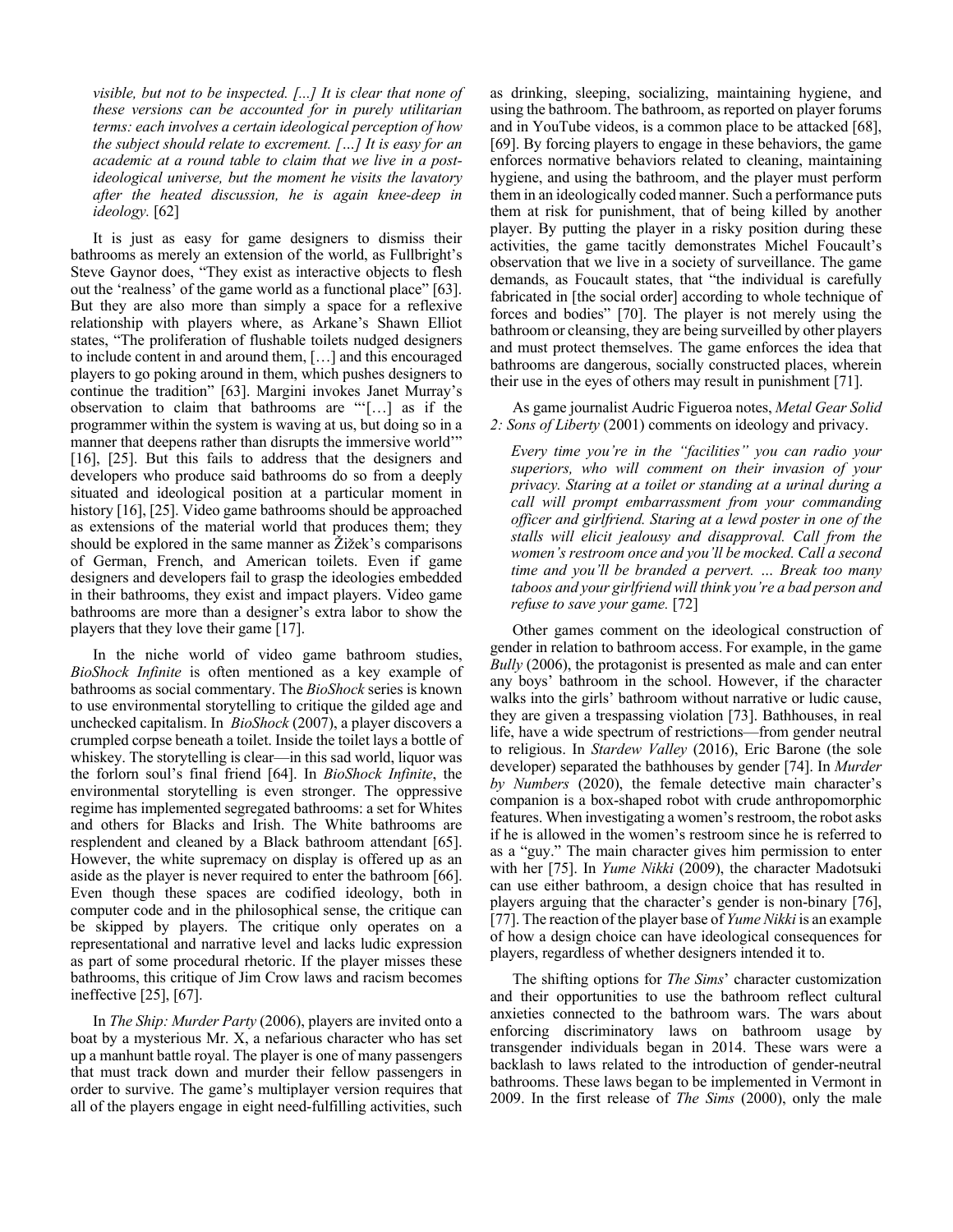*visible, but not to be inspected. [...] It is clear that none of these versions can be accounted for in purely utilitarian terms: each involves a certain ideological perception of how the subject should relate to excrement. […] It is easy for an academic at a round table to claim that we live in a post-ideological universe, but the moment he visits the lavatory after the heated discussion, he is again knee-deep in ideology.* [62]

It is just as easy for game designers to dismiss their bathrooms as merely an extension of the world, as Fullbright's Steve Gaynor does, "They exist as interactive objects to flesh out the 'realness' of the game world as a functional place" [63]. But they are also more than simply a space for a reflexive relationship with players where, as Arkane's Shawn Elliot states, "The proliferation of flushable toilets nudged designers to include content in and around them, […] and this encouraged players to go poking around in them, which pushes designers to continue the tradition" [63]. Margini invokes Janet Murray's observation to claim that bathrooms are "'[…] as if the programmer within the system is waving at us, but doing so in a manner that deepens rather than disrupts the immersive world'" [16], [25]. But this fails to address that the designers and developers who produce said bathrooms do so from a deeply situated and ideological position at a particular moment in history [16], [25]. Video game bathrooms should be approached as extensions of the material world that produces them; they should be explored in the same manner as Žižek's comparisons of German, French, and American toilets. Even if game designers and developers fail to grasp the ideologies embedded in their bathrooms, they exist and impact players. Video game bathrooms are more than a designer's extra labor to show the players that they love their game [17].

In the niche world of video game bathroom studies, *BioShock Infinite* is often mentioned as a key example of bathrooms as social commentary. The *BioShock* series is known to use environmental storytelling to critique the gilded age and unchecked capitalism. In *BioShock* (2007), a player discovers a crumpled corpse beneath a toilet. Inside the toilet lays a bottle of whiskey. The storytelling is clear—in this sad world, liquor was the forlorn soul's final friend [64]. In *BioShock Infinite*, the environmental storytelling is even stronger. The oppressive regime has implemented segregated bathrooms: a set for Whites and others for Blacks and Irish. The White bathrooms are resplendent and cleaned by a Black bathroom attendant [65]. However, the white supremacy on display is offered up as an aside as the player is never required to enter the bathroom [66]. Even though these spaces are codified ideology, both in computer code and in the philosophical sense, the critique can be skipped by players. The critique only operates on a representational and narrative level and lacks ludic expression as part of some procedural rhetoric. If the player misses these bathrooms, this critique of Jim Crow laws and racism becomes ineffective [25], [67].

In *The Ship: Murder Party* (2006), players are invited onto a boat by a mysterious Mr. X, a nefarious character who has set up a manhunt battle royal. The player is one of many passengers that must track down and murder their fellow passengers in order to survive. The game's multiplayer version requires that all of the players engage in eight need-fulfilling activities, such as drinking, sleeping, socializing, maintaining hygiene, and using the bathroom. The bathroom, as reported on player forums and in YouTube videos, is a common place to be attacked [68], [69]. By forcing players to engage in these behaviors, the game enforces normative behaviors related to cleaning, maintaining hygiene, and using the bathroom, and the player must perform them in an ideologically coded manner. Such a performance puts them at risk for punishment, that of being killed by another player. By putting the player in a risky position during these activities, the game tacitly demonstrates Michel Foucault's observation that we live in a society of surveillance. The game demands, as Foucault states, that "the individual is carefully fabricated in [the social order] according to whole technique of forces and bodies" [70]. The player is not merely using the bathroom or cleansing, they are being surveilled by other players and must protect themselves. The game enforces the idea that bathrooms are dangerous, socially constructed places, wherein their use in the eyes of others may result in punishment [71].

As game journalist Audric Figueroa notes, *Metal Gear Solid 2: Sons of Liberty* (2001) comments on ideology and privacy.

*Every time you're in the "facilities" you can radio your superiors, who will comment on their invasion of your privacy. Staring at a toilet or standing at a urinal during a call will prompt embarrassment from your commanding officer and girlfriend. Staring at a lewd poster in one of the stalls will elicit jealousy and disapproval. Call from the women's restroom once and you'll be mocked. Call a second time and you'll be branded a pervert. … Break too many taboos and your girlfriend will think you're a bad person and refuse to save your game.* [72]

Other games comment on the ideological construction of gender in relation to bathroom access. For example, in the game *Bully* (2006), the protagonist is presented as male and can enter any boys' bathroom in the school. However, if the character walks into the girls' bathroom without narrative or ludic cause, they are given a trespassing violation [73]. Bathhouses, in real life, have a wide spectrum of restrictions—from gender neutral to religious. In *Stardew Valley* (2016), Eric Barone (the sole developer) separated the bathhouses by gender [74]. In *Murder by Numbers* (2020), the female detective main character's companion is a box-shaped robot with crude anthropomorphic features. When investigating a women's restroom, the robot asks if he is allowed in the women's restroom since he is referred to as a "guy." The main character gives him permission to enter with her [75]. In *Yume Nikki* (2009), the character Madotsuki can use either bathroom, a design choice that has resulted in players arguing that the character's gender is non-binary [76], [77]. The reaction of the player base of *Yume Nikki* is an example of how a design choice can have ideological consequences for players, regardless of whether designers intended it to.

The shifting options for *The Sims*' character customization and their opportunities to use the bathroom reflect cultural anxieties connected to the bathroom wars. The wars about enforcing discriminatory laws on bathroom usage by transgender individuals began in 2014. These wars were a backlash to laws related to the introduction of gender-neutral bathrooms. These laws began to be implemented in Vermont in 2009. In the first release of *The Sims* (2000), only the male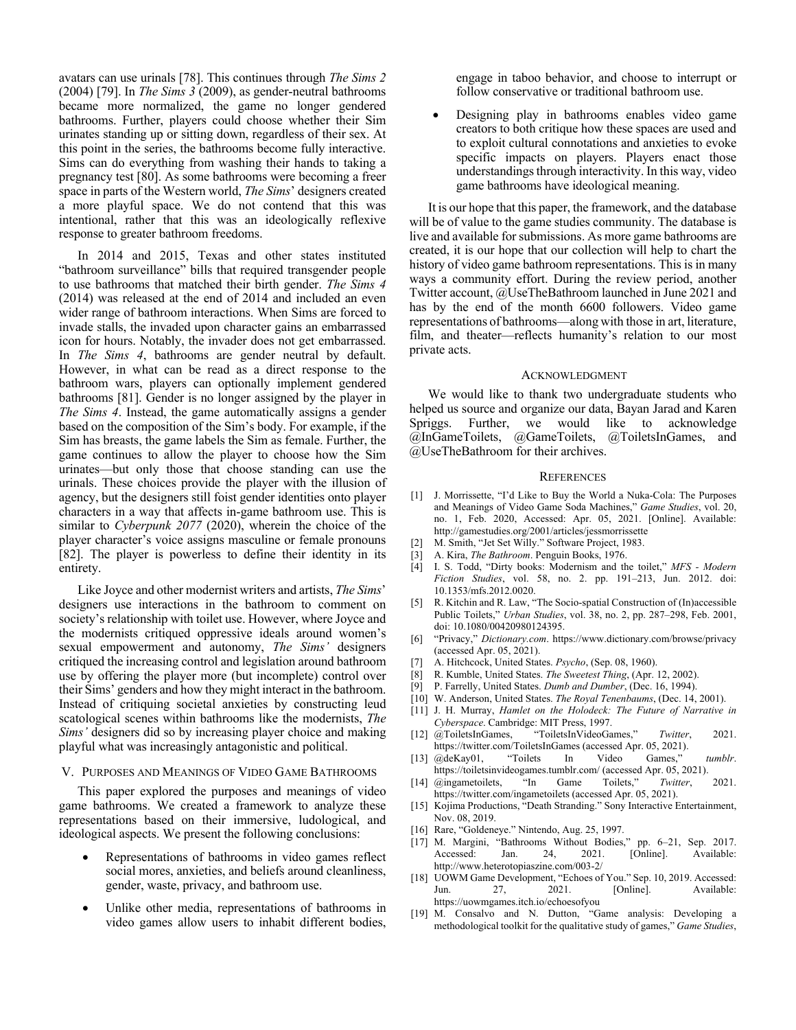avatars can use urinals [78]. This continues through *The Sims 2* (2004) [79]. In *The Sims 3* (2009), as gender-neutral bathrooms became more normalized, the game no longer gendered bathrooms. Further, players could choose whether their Sim urinates standing up or sitting down, regardless of their sex. At this point in the series, the bathrooms become fully interactive. Sims can do everything from washing their hands to taking a pregnancy test [80]. As some bathrooms were becoming a freer space in parts of the Western world, *The Sims*' designers created a more playful space. We do not contend that this was intentional, rather that this was an ideologically reflexive response to greater bathroom freedoms.

In 2014 and 2015, Texas and other states instituted "bathroom surveillance" bills that required transgender people to use bathrooms that matched their birth gender. *The Sims 4* (2014) was released at the end of 2014 and included an even wider range of bathroom interactions. When Sims are forced to invade stalls, the invaded upon character gains an embarrassed icon for hours. Notably, the invader does not get embarrassed. In *The Sims 4*, bathrooms are gender neutral by default. However, in what can be read as a direct response to the bathroom wars, players can optionally implement gendered bathrooms [81]. Gender is no longer assigned by the player in *The Sims 4*. Instead, the game automatically assigns a gender based on the composition of the Sim's body. For example, if the Sim has breasts, the game labels the Sim as female. Further, the game continues to allow the player to choose how the Sim urinates—but only those that choose standing can use the urinals. These choices provide the player with the illusion of agency, but the designers still foist gender identities onto player characters in a way that affects in-game bathroom use. This is similar to *Cyberpunk 2077* (2020), wherein the choice of the player character's voice assigns masculine or female pronouns [82]. The player is powerless to define their identity in its entirety.

Like Joyce and other modernist writers and artists, *The Sims*' designers use interactions in the bathroom to comment on society's relationship with toilet use. However, where Joyce and the modernists critiqued oppressive ideals around women's sexual empowerment and autonomy, *The Sims'* designers critiqued the increasing control and legislation around bathroom use by offering the player more (but incomplete) control over their Sims' genders and how they might interact in the bathroom. Instead of critiquing societal anxieties by constructing leud scatological scenes within bathrooms like the modernists, *The Sims'* designers did so by increasing player choice and making playful what was increasingly antagonistic and political.

## V. Purposes and Meanings of Video Game Bathrooms

This paper explored the purposes and meanings of video game bathrooms. We created a framework to analyze these representations based on their immersive, ludological, and ideological aspects. We present the following conclusions:

- Representations of bathrooms in video games reflect social mores, anxieties, and beliefs around cleanliness, gender, waste, privacy, and bathroom use.
- Unlike other media, representations of bathrooms in video games allow users to inhabit different bodies, engage in taboo behavior, and choose to interrupt or follow conservative or traditional bathroom use.
- Designing play in bathrooms enables video game creators to both critique how these spaces are used and to exploit cultural connotations and anxieties to evoke specific impacts on players. Players enact those understandings through interactivity. In this way, video game bathrooms have ideological meaning.

It is our hope that this paper, the framework, and the database will be of value to the game studies community. The database is live and available for submissions. As more game bathrooms are created, it is our hope that our collection will help to chart the history of video game bathroom representations. This is in many ways a community effort. During the review period, another Twitter account, @UseTheBathroom launched in June 2021 and has by the end of the month 6600 followers. Video game representations of bathrooms—along with those in art, literature, film, and theater—reflects humanity's relation to our most private acts.

## Acknowledgment

We would like to thank two undergraduate students who helped us source and organize our data, Bayan Jarad and Karen Spriggs. Further, we would like to acknowledge @InGameToilets, @GameToilets, @ToiletsInGames, and @UseTheBathroom for their archives.

## References

[1] J. Morrissette, "I'd Like to Buy the World a Nuka-Cola: The Purposes and Meanings of Video Game Soda Machines," *Game Studies*, vol. 20, no. 1, Feb. 2020, Accessed: Apr. 05, 2021. [Online]. Available: http://gamestudies.org/2001/articles/jessmorrissette

[2] M. Smith, "Jet Set Willy." Software Project, 1983.

[3] A. Kira, *The Bathroom*. Penguin Books, 1976.

[4] I. S. Todd, "Dirty books: Modernism and the toilet," *MFS - Modern Fiction Studies*, vol. 58, no. 2. pp. 191–213, Jun. 2012. doi: 10.1353/mfs.2012.0020.

[5] R. Kitchin and R. Law, "The Socio-spatial Construction of (In)accessible Public Toilets," *Urban Studies*, vol. 38, no. 2, pp. 287–298, Feb. 2001, doi: 10.1080/00420980124395.

[6] "Privacy," *Dictionary.com*. https://www.dictionary.com/browse/privacy (accessed Apr. 05, 2021).

[7] A. Hitchcock, United States. *Psycho*, (Sep. 08, 1960).

[8] R. Kumble, United States. *The Sweetest Thing*, (Apr. 12, 2002).

[9] P. Farrelly, United States. *Dumb and Dumber*, (Dec. 16, 1994).

[10] W. Anderson, United States. *The Royal Tenenbaums*, (Dec. 14, 2001).

[11] J. H. Murray, *Hamlet on the Holodeck: The Future of Narrative in Cyberspace*. Cambridge: MIT Press, 1997.

[12] @ToiletsInGames, "ToiletsInVideoGames," *Twitter*, 2021. https://twitter.com/ToiletsInGames (accessed Apr. 05, 2021).

[13] @deKay01, "Toilets In Video Games," *tumblr*. https://toiletsinvideogames.tumblr.com/ (accessed Apr. 05, 2021).

[14] @ingametoilets, "In Game Toilets," *Twitter*, 2021. https://twitter.com/ingametoilets (accessed Apr. 05, 2021).

[15] Kojima Productions, "Death Stranding." Sony Interactive Entertainment, Nov. 08, 2019.

[16] Rare, "Goldeneye." Nintendo, Aug. 25, 1997.

[17] M. Margini, "Bathrooms Without Bodies," pp. 6–21, Sep. 2017. Accessed: Jan. 24, 2021. [Online]. Available: http://www.heterotopiaszine.com/003-2/

[18] UOWM Game Development, "Echoes of You." Sep. 10, 2019. Accessed: Jun. 27, 2021. [Online]. Available: https://uowmgames.itch.io/echoesofyou

[19] M. Consalvo and N. Dutton, "Game analysis: Developing a methodological toolkit for the qualitative study of games," *Game Studies*,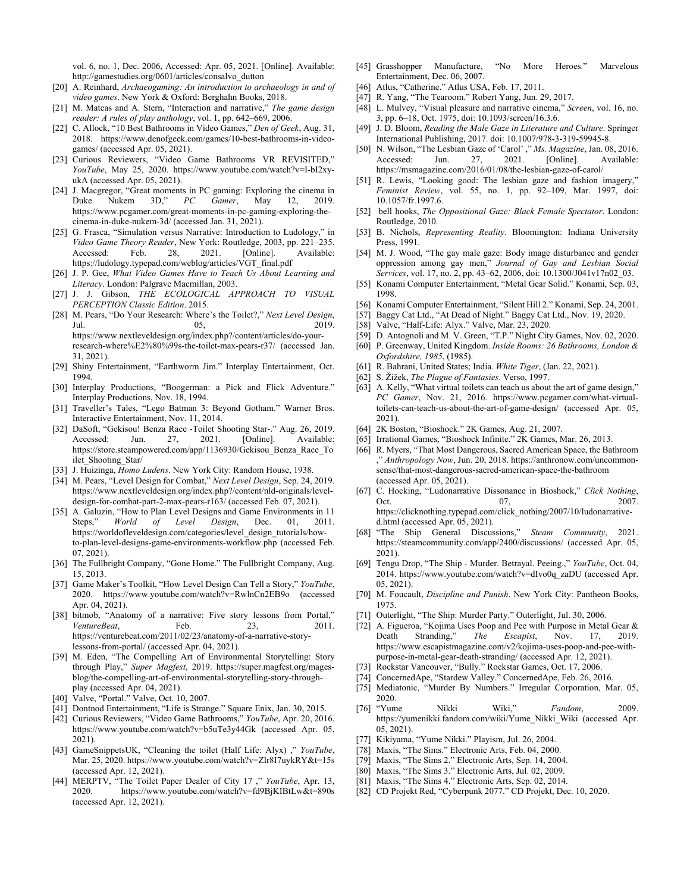vol. 6, no. 1, Dec. 2006, Accessed: Apr. 05, 2021. [Online]. Available: http://gamestudies.org/0601/articles/consalvo_dutton

[20] A. Reinhard, *Archaeogaming: An introduction to archaeology in and of video games*. New York & Oxford: Berghahn Books, 2018.

[21] M. Mateas and A. Stern, "Interaction and narrative," *The game design reader: A rules of play anthology*, vol. 1, pp. 642–669, 2006.

[22] C. Allock, "10 Best Bathrooms in Video Games," *Den of Geek*, Aug. 31, 2018. https://www.denofgeek.com/games/10-best-bathrooms-in-video-games/ (accessed Apr. 05, 2021).

[23] Curious Reviewers, "Video Game Bathrooms VR REVISITED," *YouTube*, May 25, 2020. https://www.youtube.com/watch?v=I-bI2xy-ukA (accessed Apr. 05, 2021).

[24] J. Macgregor, "Great moments in PC gaming: Exploring the cinema in Duke Nukem 3D," *PC Gamer*, May 12, 2019. https://www.pcgamer.com/great-moments-in-pc-gaming-exploring-the-cinema-in-duke-nukem-3d/ (accessed Jan. 31, 2021).

[25] G. Frasca, "Simulation versus Narrative: Introduction to Ludology," in *Video Game Theory Reader*, New York: Routledge, 2003, pp. 221–235. Accessed: Feb. 28, 2021. [Online]. Available: https://ludology.typepad.com/weblog/articles/VGT_final.pdf

[26] J. P. Gee, *What Video Games Have to Teach Us About Learning and Literacy*. London: Palgrave Macmillan, 2003.

[27] J. J. Gibson, *THE ECOLOGICAL APPROACH TO VISUAL PERCEPTION Classic Edition*. 2015.

[28] M. Pears, "Do Your Research: Where's the Toilet?," *Next Level Design*, Jul. 05, 2019. https://www.nextleveldesign.org/index.php?/content/articles/do-your-research-where%E2%80%99s-the-toilet-max-pears-r37/ (accessed Jan. 31, 2021).

[29] Shiny Entertainment, "Earthworm Jim." Interplay Entertainment, Oct. 1994.

[30] Interplay Productions, "Boogerman: a Pick and Flick Adventure." Interplay Productions, Nov. 18, 1994.

[31] Traveller's Tales, "Lego Batman 3: Beyond Gotham." Warner Bros. Interactive Entertainment, Nov. 11, 2014.

[32] DaSoft, "Gekisou! Benza Race -Toilet Shooting Star-." Aug. 26, 2019. Accessed: Jun. 27, 2021. [Online]. Available: https://store.steampowered.com/app/1136930/Gekisou_Benza_Race_Toilet_Shooting_Star/

[33] J. Huizinga, *Homo Ludens*. New York City: Random House, 1938.

[34] M. Pears, "Level Design for Combat," *Next Level Design*, Sep. 24, 2019. https://www.nextleveldesign.org/index.php?/content/nld-originals/level-design-for-combat-part-2-max-pears-r163/ (accessed Feb. 07, 2021).

[35] A. Galuzin, "How to Plan Level Designs and Game Environments in 11 Steps," *World of Level Design*, Dec. 01, 2011. https://worldofleveldesign.com/categories/level_design_tutorials/how-to-plan-level-designs-game-environments-workflow.php (accessed Feb. 07, 2021).

[36] The Fullbright Company, "Gone Home." The Fullbright Company, Aug. 15, 2013.

[37] Game Maker's Toolkit, "How Level Design Can Tell a Story," *YouTube*, 2020. https://www.youtube.com/watch?v=RwlnCn2EB9o (accessed Apr. 04, 2021).

[38] bitmob, "Anatomy of a narrative: Five story lessons from Portal," *VentureBeat*, Feb. 23, 2011. https://venturebeat.com/2011/02/23/anatomy-of-a-narrative-story-lessons-from-portal/ (accessed Apr. 04, 2021).

[39] M. Eden, "The Compelling Art of Environmental Storytelling: Story through Play," *Super Magfest*, 2019. https://super.magfest.org/mages-blog/the-compelling-art-of-environmental-storytelling-story-through-play (accessed Apr. 04, 2021).

[40] Valve, "Portal." Valve, Oct. 10, 2007.

[41] Dontnod Entertainment, "Life is Strange." Square Enix, Jan. 30, 2015.

[42] Curious Reviewers, "Video Game Bathrooms," *YouTube*, Apr. 20, 2016. https://www.youtube.com/watch?v=b5uTe3y44Gk (accessed Apr. 05, 2021).

[43] GameSnippetsUK, "Cleaning the toilet (Half Life: Alyx) ," *YouTube*, Mar. 25, 2020. https://www.youtube.com/watch?v=Zlr8I7uykRY&t=15s (accessed Apr. 12, 2021).

[44] MERPTV, "The Toilet Paper Dealer of City 17 ," *YouTube*, Apr. 13, 2020. https://www.youtube.com/watch?v=fd9BjKIBtLw&t=890s (accessed Apr. 12, 2021).

[45] Grasshopper Manufacture, "No More Heroes." Marvelous Entertainment, Dec. 06, 2007.

[46] Atlus, "Catherine." Atlus USA, Feb. 17, 2011.

[47] R. Yang, "The Tearoom." Robert Yang, Jun. 29, 2017.

[48] L. Mulvey, "Visual pleasure and narrative cinema," *Screen*, vol. 16, no. 3, pp. 6–18, Oct. 1975, doi: 10.1093/screen/16.3.6.

[49] J. D. Bloom, *Reading the Male Gaze in Literature and Culture*. Springer International Publishing, 2017. doi: 10.1007/978-3-319-59945-8.

[50] N. Wilson, "The Lesbian Gaze of 'Carol' ," *Ms. Magazine*, Jan. 08, 2016. Accessed: Jun. 27, 2021. [Online]. Available: https://msmagazine.com/2016/01/08/the-lesbian-gaze-of-carol/

[51] R. Lewis, "Looking good: The lesbian gaze and fashion imagery," *Feminist Review*, vol. 55, no. 1, pp. 92–109, Mar. 1997, doi: 10.1057/fr.1997.6.

[52] bell hooks, *The Oppositional Gaze: Black Female Spectator*. London: Routledge, 2010.

[53] B. Nichols, *Representing Reality*. Bloomington: Indiana University Press, 1991.

[54] M. J. Wood, "The gay male gaze: Body image disturbance and gender oppression among gay men," *Journal of Gay and Lesbian Social Services*, vol. 17, no. 2, pp. 43–62, 2006, doi: 10.1300/J041v17n02_03.

[55] Konami Computer Entertainment, "Metal Gear Solid." Konami, Sep. 03, 1998.

[56] Konami Computer Entertainment, "Silent Hill 2." Konami, Sep. 24, 2001.

[57] Baggy Cat Ltd., "At Dead of Night." Baggy Cat Ltd., Nov. 19, 2020.

[58] Valve, "Half-Life: Alyx." Valve, Mar. 23, 2020.

[59] D. Antognoli and M. V. Green, "T.P." Night City Games, Nov. 02, 2020.

[60] P. Greenway, United Kingdom. *Inside Rooms: 26 Bathrooms, London & Oxfordshire, 1985*, (1985).

[61] R. Bahrani, United States; India. *White Tiger*, (Jan. 22, 2021).

[62] S. Žižek, *The Plague of Fantasies*. Verso, 1997.

[63] A. Kelly, "What virtual toilets can teach us about the art of game design," *PC Gamer*, Nov. 21, 2016. https://www.pcgamer.com/what-virtual-toilets-can-teach-us-about-the-art-of-game-design/ (accessed Apr. 05, 2021).

[64] 2K Boston, "Bioshock." 2K Games, Aug. 21, 2007.

[65] Irrational Games, "Bioshock Infinite." 2K Games, Mar. 26, 2013.

[66] R. Myers, "That Most Dangerous, Sacred American Space, the Bathroom ," *Anthropology Now*, Jun. 20, 2018. https://anthronow.com/uncommon-sense/that-most-dangerous-sacred-american-space-the-bathroom (accessed Apr. 05, 2021).

[67] C. Hocking, "Ludonarrative Dissonance in Bioshock," *Click Nothing*, Oct. 07, 2007. https://clicknothing.typepad.com/click_nothing/2007/10/ludonarrative-d.html (accessed Apr. 05, 2021).

[68] "The Ship General Discussions," *Steam Community*, 2021. https://steamcommunity.com/app/2400/discussions/ (accessed Apr. 05, 2021).

[69] Tengu Drop, "The Ship - Murder. Betrayal. Peeing.," *YouTube*, Oct. 04, 2014. https://www.youtube.com/watch?v=dIvo0q_zaDU (accessed Apr. 05, 2021).

[70] M. Foucault, *Discipline and Punish*. New York City: Pantheon Books, 1975.

[71] Outerlight, "The Ship: Murder Party." Outerlight, Jul. 30, 2006.

[72] A. Figueroa, "Kojima Uses Poop and Pee with Purpose in Metal Gear & Death Stranding," *The Escapist*, Nov. 17, 2019. https://www.escapistmagazine.com/v2/kojima-uses-poop-and-pee-with-purpose-in-metal-gear-death-stranding/ (accessed Apr. 12, 2021).

[73] Rockstar Vancouver, "Bully." Rockstar Games, Oct. 17, 2006.

[74] ConcernedApe, "Stardew Valley." ConcernedApe, Feb. 26, 2016.

[75] Mediatonic, "Murder By Numbers." Irregular Corporation, Mar. 05, 2020.

[76] "Yume Nikki Wiki," *Fandom*, 2009. https://yumenikki.fandom.com/wiki/Yume_Nikki_Wiki (accessed Apr. 05, 2021).

[77] Kikiyama, "Yume Nikki." Playism, Jul. 26, 2004.

[78] Maxis, "The Sims." Electronic Arts, Feb. 04, 2000.

[79] Maxis, "The Sims 2." Electronic Arts, Sep. 14, 2004.

[80] Maxis, "The Sims 3." Electronic Arts, Jul. 02, 2009.

[81] Maxis, "The Sims 4." Electronic Arts, Sep. 02, 2014.

[82] CD Projekt Red, "Cyberpunk 2077." CD Projekt, Dec. 10, 2020.